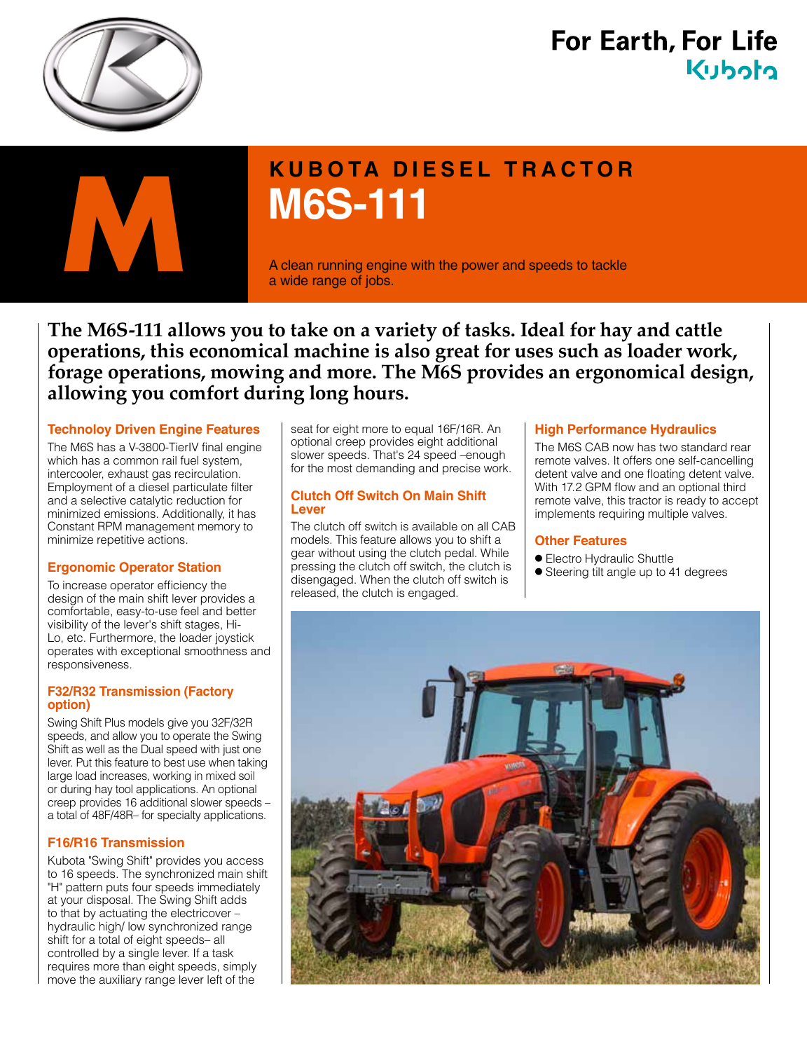For Earth, For Life
Kubota

M

# KUBOTA DIESEL TRACTOR

# M6S-111

A clean running engine with the power and speeds to tackle a wide range of jobs.

**The M6S-111 allows you to take on a variety of tasks. Ideal for hay and cattle operations, this economical machine is also great for uses such as loader work, forage operations, mowing and more. The M6S provides an ergonomical design, allowing you comfort during long hours.**

## Technoloy Driven Engine Features

The M6S has a V-3800-TierIV final engine which has a common rail fuel system, intercooler, exhaust gas recirculation. Employment of a diesel particulate filter and a selective catalytic reduction for minimized emissions. Additionally, it has Constant RPM management memory to minimize repetitive actions.

## Ergonomic Operator Station

To increase operator efficiency the design of the main shift lever provides a comfortable, easy-to-use feel and better visibility of the lever's shift stages, Hi-Lo, etc. Furthermore, the loader joystick operates with exceptional smoothness and responsiveness.

## F32/R32 Transmission (Factory option)

Swing Shift Plus models give you 32F/32R speeds, and allow you to operate the Swing Shift as well as the Dual speed with just one lever. Put this feature to best use when taking large load increases, working in mixed soil or during hay tool applications. An optional creep provides 16 additional slower speeds – a total of 48F/48R– for specialty applications.

## F16/R16 Transmission

Kubota "Swing Shift" provides you access to 16 speeds. The synchronized main shift "H" pattern puts four speeds immediately at your disposal. The Swing Shift adds to that by actuating the electricover – hydraulic high/ low synchronized range shift for a total of eight speeds– all controlled by a single lever. If a task requires more than eight speeds, simply move the auxiliary range lever left of the seat for eight more to equal 16F/16R. An optional creep provides eight additional slower speeds. That's 24 speed –enough for the most demanding and precise work.

## Clutch Off Switch On Main Shift Lever

The clutch off switch is available on all CAB models. This feature allows you to shift a gear without using the clutch pedal. While pressing the clutch off switch, the clutch is disengaged. When the clutch off switch is released, the clutch is engaged.

## High Performance Hydraulics

The M6S CAB now has two standard rear remote valves. It offers one self-cancelling detent valve and one floating detent valve. With 17.2 GPM flow and an optional third remote valve, this tractor is ready to accept implements requiring multiple valves.

## Other Features

- Electro Hydraulic Shuttle
- Steering tilt angle up to 41 degrees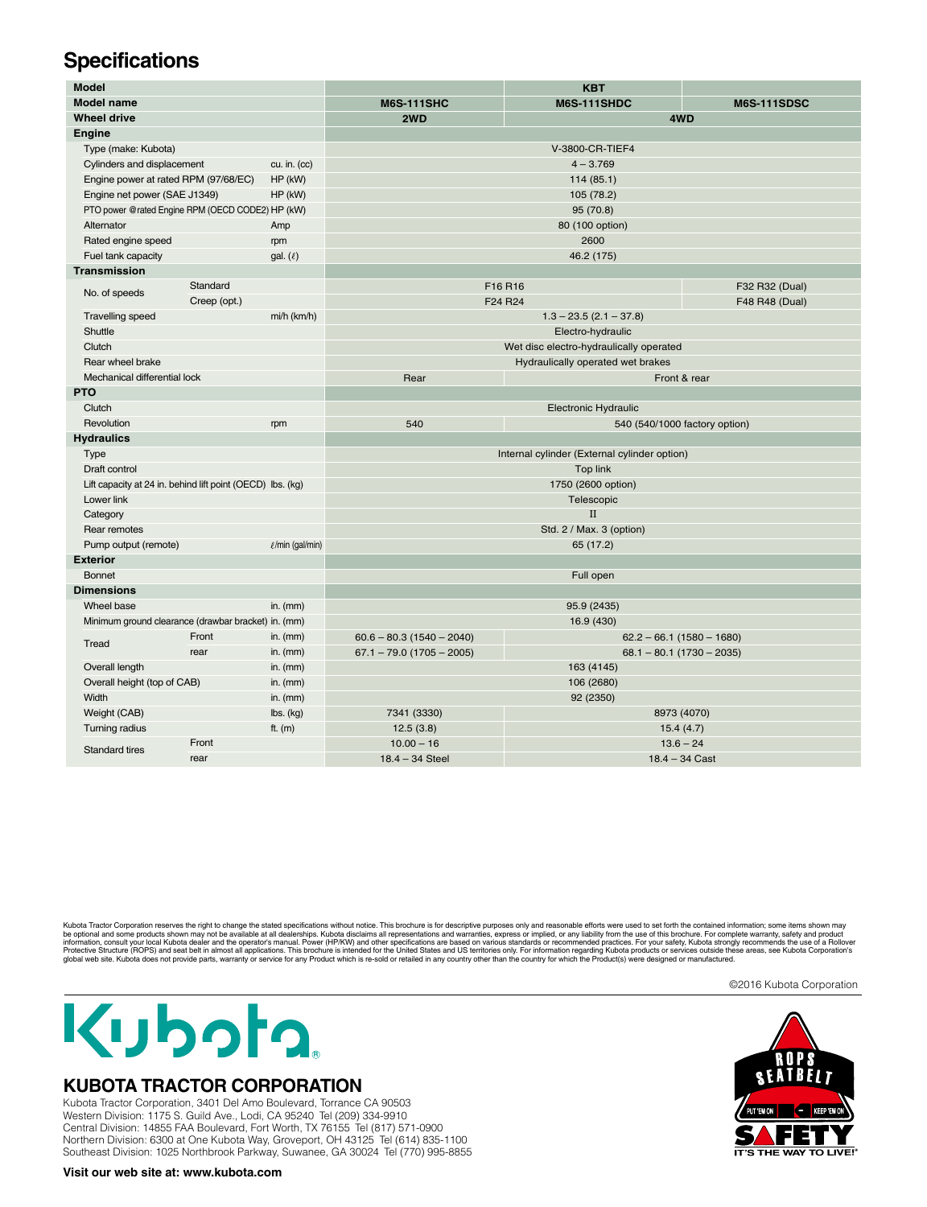## Specifications

| Model | | | KBT | | |
|---|---|---|---|---|---|
| **Model name** | | | **M6S-111SHC** | **M6S-111SHDC** | **M6S-111SDSC** |
| **Wheel drive** | | | **2WD** | **4WD** | |
| **Engine** | | | | | |
| Type (make: Kubota) | | | V-3800-CR-TIEF4 | | |
| Cylinders and displacement | | cu. in. (cc) | 4 – 3.769 | | |
| Engine power at rated RPM (97/68/EC) | | HP (kW) | 114 (85.1) | | |
| Engine net power (SAE J1349) | | HP (kW) | 105 (78.2) | | |
| PTO power @rated Engine RPM (OECD CODE2) | | HP (kW) | 95 (70.8) | | |
| Alternator | | Amp | 80 (100 option) | | |
| Rated engine speed | | rpm | 2600 | | |
| Fuel tank capacity | | gal. (ℓ) | 46.2 (175) | | |
| **Transmission** | | | | | |
| No. of speeds | Standard | | F16 R16 | | F32 R32 (Dual) |
| | Creep (opt.) | | F24 R24 | | F48 R48 (Dual) |
| Travelling speed | | mi/h (km/h) | 1.3 – 23.5 (2.1 – 37.8) | | |
| Shuttle | | | Electro-hydraulic | | |
| Clutch | | | Wet disc electro-hydraulically operated | | |
| Rear wheel brake | | | Hydraulically operated wet brakes | | |
| Mechanical differential lock | | | Rear | Front & rear | |
| **PTO** | | | | | |
| Clutch | | | Electronic Hydraulic | | |
| Revolution | | rpm | 540 | 540 (540/1000 factory option) | |
| **Hydraulics** | | | | | |
| Type | | | Internal cylinder (External cylinder option) | | |
| Draft control | | | Top link | | |
| Lift capacity at 24 in. behind lift point (OECD) | | lbs. (kg) | 1750 (2600 option) | | |
| Lower link | | | Telescopic | | |
| Category | | | II | | |
| Rear remotes | | | Std. 2 / Max. 3 (option) | | |
| Pump output (remote) | | ℓ/min (gal/min) | 65 (17.2) | | |
| **Exterior** | | | | | |
| Bonnet | | | Full open | | |
| **Dimensions** | | | | | |
| Wheel base | | in. (mm) | 95.9 (2435) | | |
| Minimum ground clearance (drawbar bracket) | | in. (mm) | 16.9 (430) | | |
| Tread | Front | in. (mm) | 60.6 – 80.3 (1540 – 2040) | 62.2 – 66.1 (1580 – 1680) | |
| | rear | in. (mm) | 67.1 – 79.0 (1705 – 2005) | 68.1 – 80.1 (1730 – 2035) | |
| Overall length | | in. (mm) | 163 (4145) | | |
| Overall height (top of CAB) | | in. (mm) | 106 (2680) | | |
| Width | | in. (mm) | 92 (2350) | | |
| Weight (CAB) | | lbs. (kg) | 7341 (3330) | 8973 (4070) | |
| Turning radius | | ft. (m) | 12.5 (3.8) | 15.4 (4.7) | |
| Standard tires | Front | | 10.00 – 16 | 13.6 – 24 | |
| | rear | | 18.4 – 34 Steel | 18.4 – 34 Cast | |

Kubota Tractor Corporation reserves the right to change the stated specifications without notice. This brochure is for descriptive purposes only and reasonable efforts were used to set forth the contained information; some items shown may be optional and some products shown may not be available at all dealerships. Kubota disclaims all representations and warranties, express or implied, or any liability from the use of this brochure. For complete warranty, safety and product information, consult your local Kubota dealer and the operator's manual. Power (HP/KW) and other specifications are based on various standards or recommended practices. For your safety, Kubota strongly recommends the use of a Rollover Protective Structure (ROPS) and seat belt in almost all applications. This brochure is intended for the United States and US territories only. For information regarding Kubota products or services outside these areas, see Kubota Corporation's global web site. Kubota does not provide parts, warranty or service for any Product which is re-sold or retailed in any country other than the country for which the Product(s) were designed or manufactured.

©2016 Kubota Corporation

Kubota

## KUBOTA TRACTOR CORPORATION

Kubota Tractor Corporation, 3401 Del Amo Boulevard, Torrance CA 90503
Western Division: 1175 S. Guild Ave., Lodi, CA 95240 Tel (209) 334-9910
Central Division: 14855 FAA Boulevard, Fort Worth, TX 76155 Tel (817) 571-0900
Northern Division: 6300 at One Kubota Way, Groveport, OH 43125 Tel (614) 835-1100
Southeast Division: 1025 Northbrook Parkway, Suwanee, GA 30024 Tel (770) 995-8855

**Visit our web site at: www.kubota.com**

ROPS SEATBELT — PUT 'EM ON — KEEP 'EM ON — SAFETY — IT'S THE WAY TO LIVE!